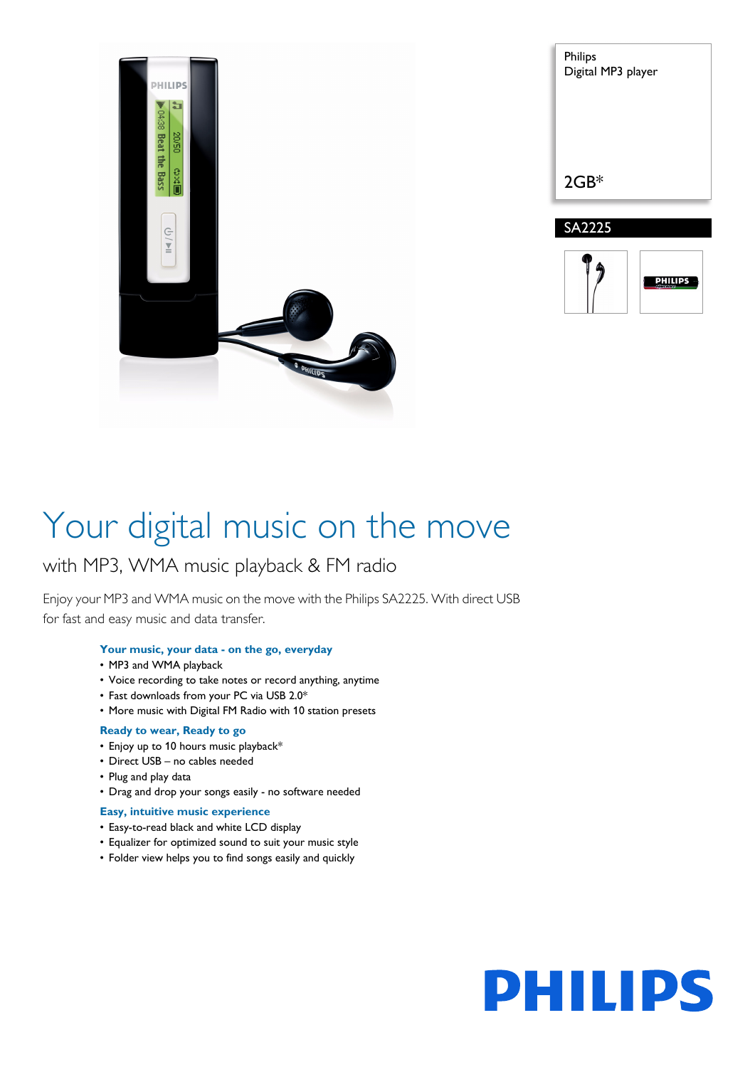Philips
Digital MP3 player

2GB*

SA2225

# Your digital music on the move

## with MP3, WMA music playback & FM radio

Enjoy your MP3 and WMA music on the move with the Philips SA2225. With direct USB for fast and easy music and data transfer.

### Your music, your data - on the go, everyday

- MP3 and WMA playback
- Voice recording to take notes or record anything, anytime
- Fast downloads from your PC via USB 2.0*
- More music with Digital FM Radio with 10 station presets

### Ready to wear, Ready to go

- Enjoy up to 10 hours music playback*
- Direct USB – no cables needed
- Plug and play data
- Drag and drop your songs easily - no software needed

### Easy, intuitive music experience

- Easy-to-read black and white LCD display
- Equalizer for optimized sound to suit your music style
- Folder view helps you to find songs easily and quickly

PHILIPS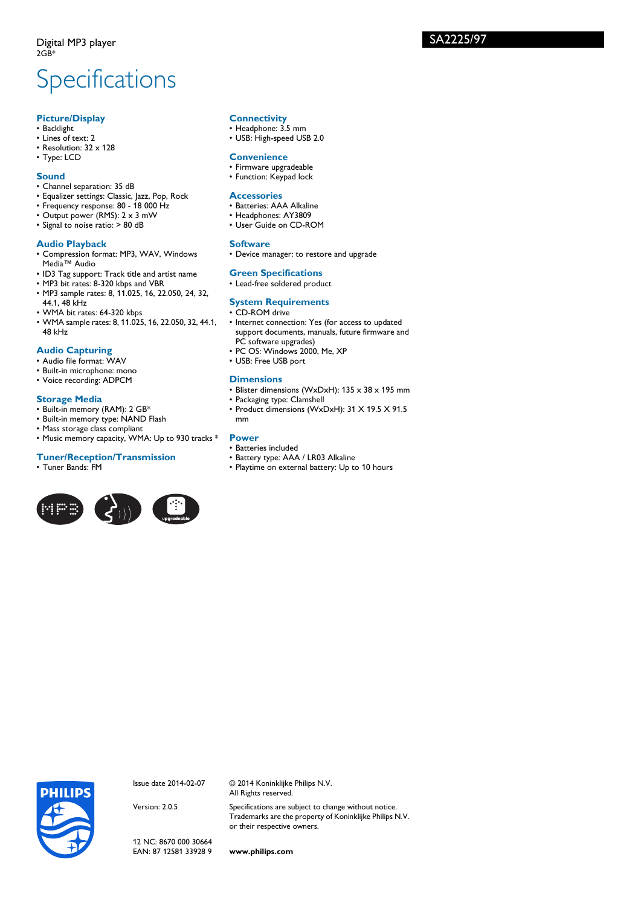Digital MP3 player
2GB*

SA2225/97

# Specifications

## Picture/Display
- Backlight
- Lines of text: 2
- Resolution: 32 x 128
- Type: LCD

## Sound
- Channel separation: 35 dB
- Equalizer settings: Classic, Jazz, Pop, Rock
- Frequency response: 80 - 18 000 Hz
- Output power (RMS): 2 x 3 mW
- Signal to noise ratio: > 80 dB

## Audio Playback
- Compression format: MP3, WAV, Windows Media™ Audio
- ID3 Tag support: Track title and artist name
- MP3 bit rates: 8-320 kbps and VBR
- MP3 sample rates: 8, 11.025, 16, 22.050, 24, 32, 44.1, 48 kHz
- WMA bit rates: 64-320 kbps
- WMA sample rates: 8, 11.025, 16, 22.050, 32, 44.1, 48 kHz

## Audio Capturing
- Audio file format: WAV
- Built-in microphone: mono
- Voice recording: ADPCM

## Storage Media
- Built-in memory (RAM): 2 GB*
- Built-in memory type: NAND Flash
- Mass storage class compliant
- Music memory capacity, WMA: Up to 930 tracks *

## Tuner/Reception/Transmission
- Tuner Bands: FM

## Connectivity
- Headphone: 3.5 mm
- USB: High-speed USB 2.0

## Convenience
- Firmware upgradeable
- Function: Keypad lock

## Accessories
- Batteries: AAA Alkaline
- Headphones: AY3809
- User Guide on CD-ROM

## Software
- Device manager: to restore and upgrade

## Green Specifications
- Lead-free soldered product

## System Requirements
- CD-ROM drive
- Internet connection: Yes (for access to updated support documents, manuals, future firmware and PC software upgrades)
- PC OS: Windows 2000, Me, XP
- USB: Free USB port

## Dimensions
- Blister dimensions (WxDxH): 135 x 38 x 195 mm
- Packaging type: Clamshell
- Product dimensions (WxDxH): 31 X 19.5 X 91.5 mm

## Power
- Batteries included
- Battery type: AAA / LR03 Alkaline
- Playtime on external battery: Up to 10 hours

Issue date 2014-02-07

Version: 2.0.5

12 NC: 8670 000 30664
EAN: 87 12581 33928 9

© 2014 Koninklijke Philips N.V.
All Rights reserved.

Specifications are subject to change without notice. Trademarks are the property of Koninklijke Philips N.V. or their respective owners.

**www.philips.com**